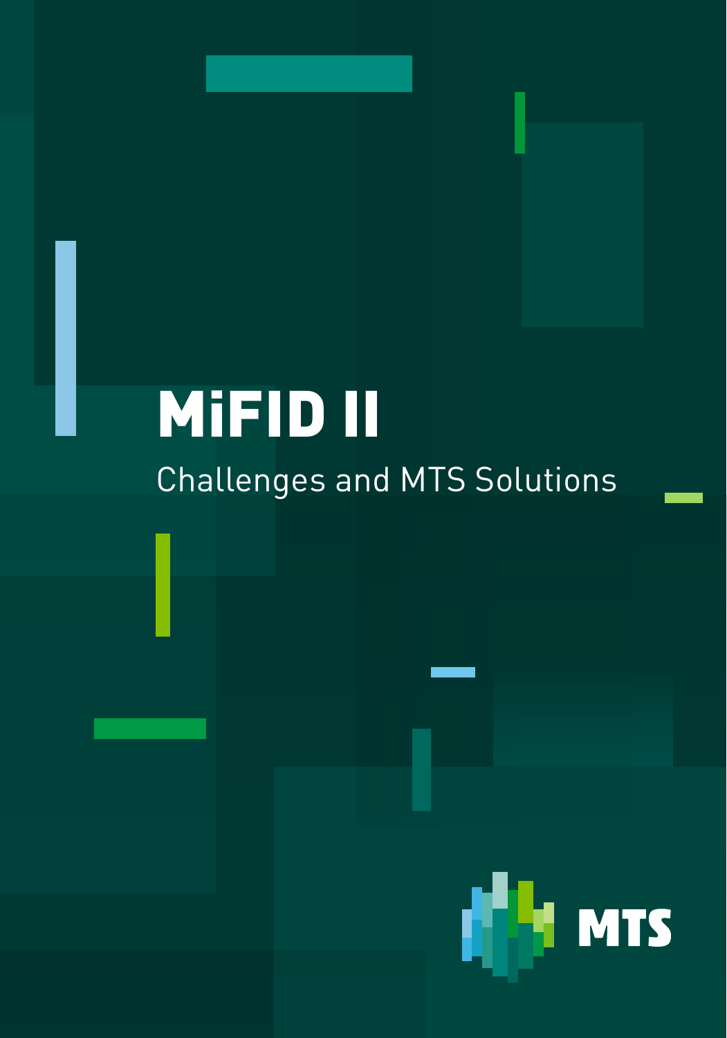# MiFID II

## Challenges and MTS Solutions

MTS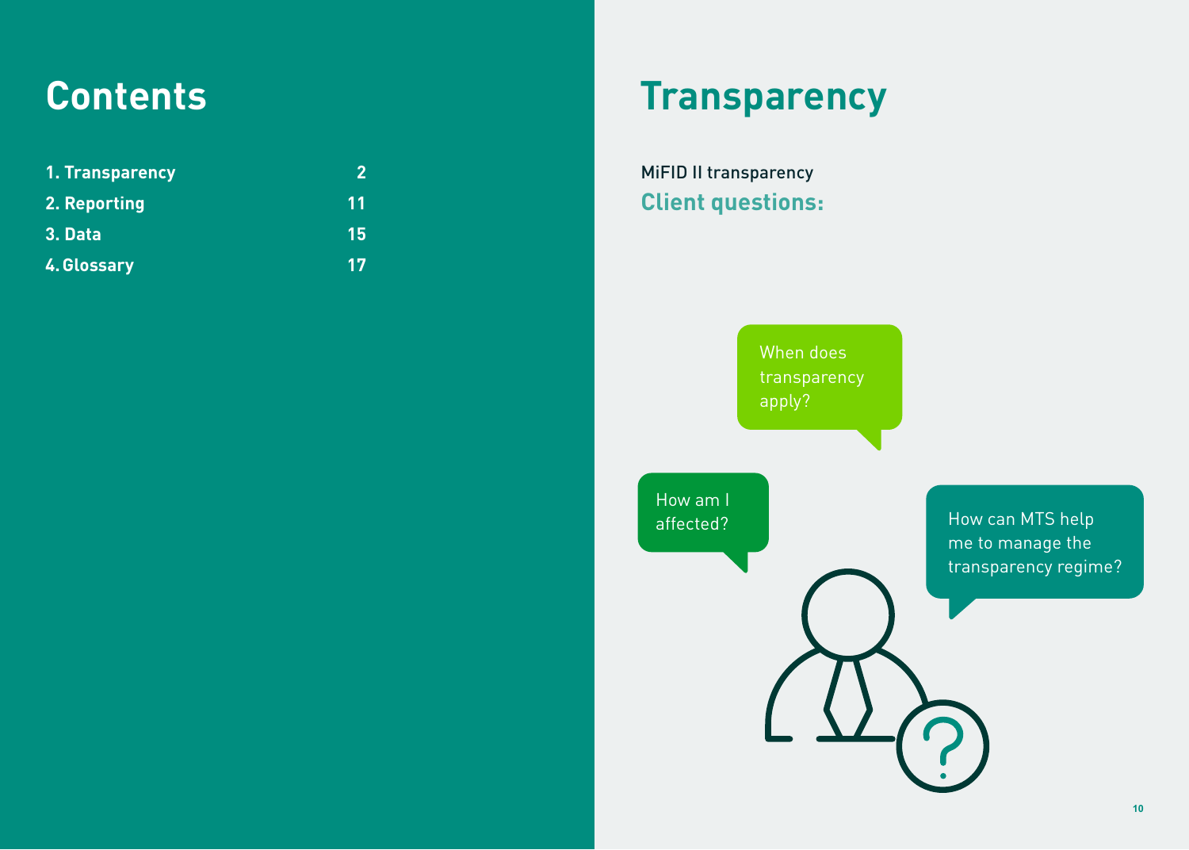# Contents

| | |
|---|---|
| 1. Transparency | 2 |
| 2. Reporting | 11 |
| 3. Data | 15 |
| 4. Glossary | 17 |

# Transparency

MiFID II transparency

## Client questions:

When does transparency apply?

How am I affected?

How can MTS help me to manage the transparency regime?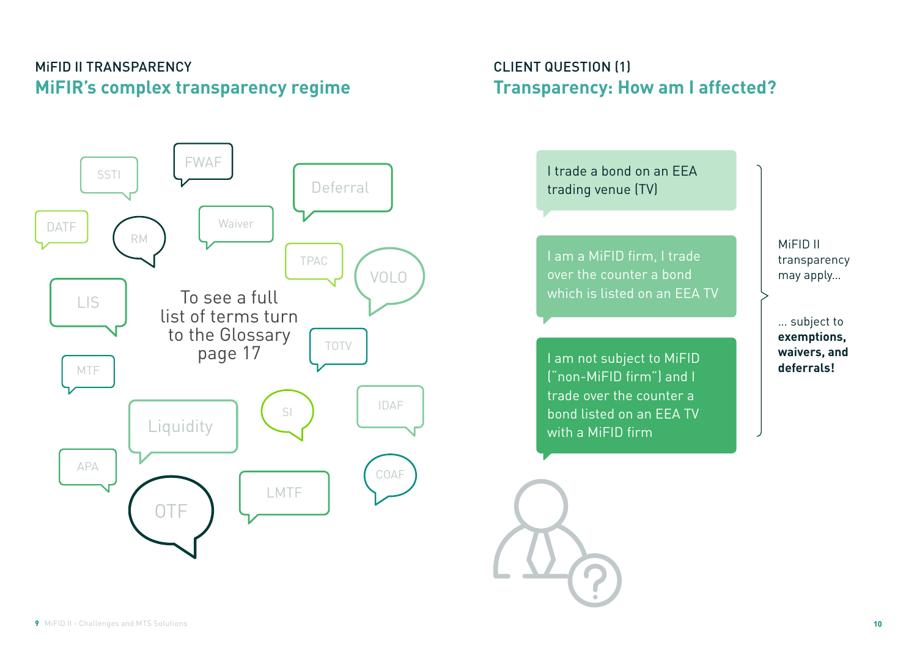MiFID II TRANSPARENCY

## MiFIR's complex transparency regime

SSTI

FWAF

Deferral

DATF

RM

Waiver

TPAC

VOLO

LIS

To see a full list of terms turn to the Glossary page 17

TOTV

MTF

Liquidity

SI

IDAF

APA

COAF

OTF

LMTF

CLIENT QUESTION (1)

## Transparency: How am I affected?

I trade a bond on an EEA trading venue (TV)

I am a MiFID firm, I trade over the counter a bond which is listed on an EEA TV

I am not subject to MiFID ("non-MiFID firm") and I trade over the counter a bond listed on an EEA TV with a MiFID firm

MiFID II transparency may apply...

... subject to **exemptions, waivers, and deferrals!**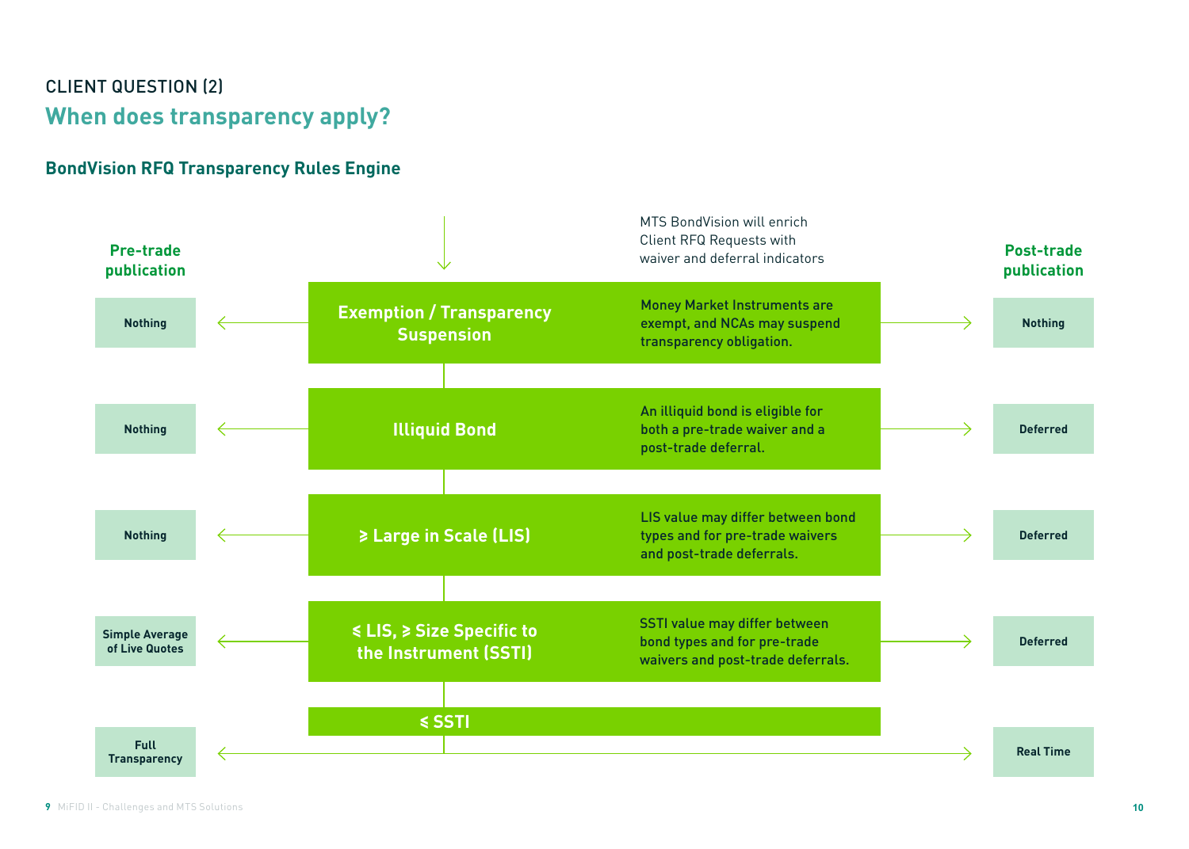CLIENT QUESTION (2)

## When does transparency apply?

### BondVision RFQ Transparency Rules Engine

MTS BondVision will enrich Client RFQ Requests with waiver and deferral indicators

| Pre-trade publication | Rule | Description | Post-trade publication |
|---|---|---|---|
| Nothing | **Exemption / Transparency Suspension** | Money Market Instruments are exempt, and NCAs may suspend transparency obligation. | Nothing |
| Nothing | **Illiquid Bond** | An illiquid bond is eligible for both a pre-trade waiver and a post-trade deferral. | Deferred |
| Nothing | **⩾ Large in Scale (LIS)** | LIS value may differ between bond types and for pre-trade waivers and post-trade deferrals. | Deferred |
| Simple Average of Live Quotes | **⩽ LIS, ⩾ Size Specific to the Instrument (SSTI)** | SSTI value may differ between bond types and for pre-trade waivers and post-trade deferrals. | Deferred |
| Full Transparency | **⩽ SSTI** | | Real Time |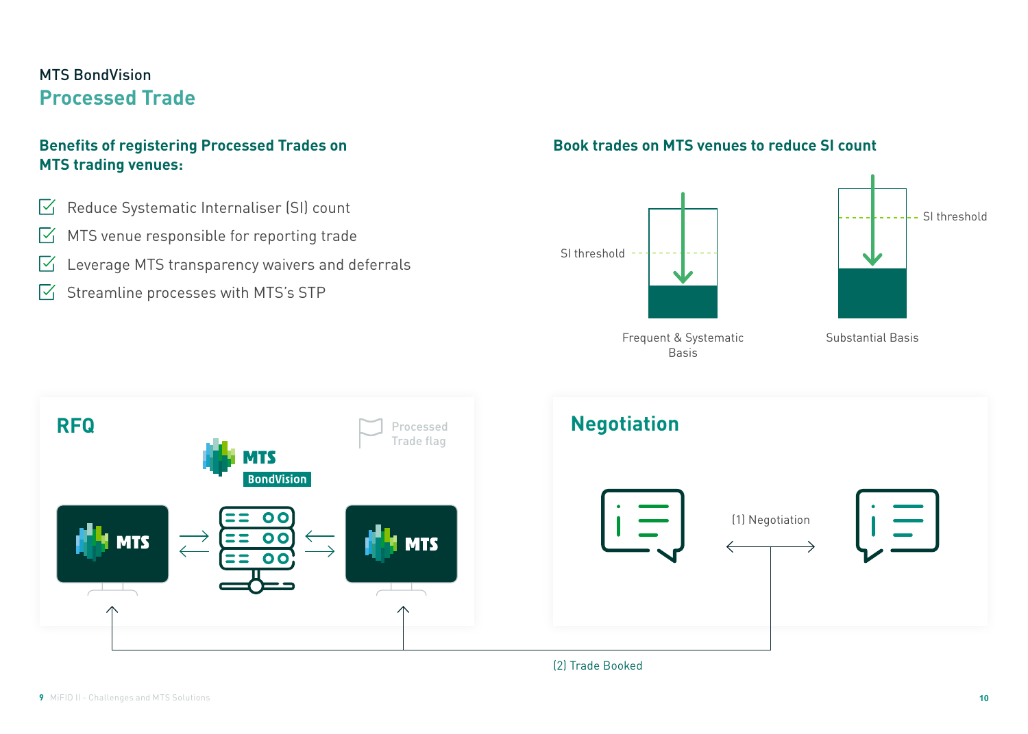MTS BondVision

# Processed Trade

## Benefits of registering Processed Trades on MTS trading venues:

- Reduce Systematic Internaliser (SI) count
- MTS venue responsible for reporting trade
- Leverage MTS transparency waivers and deferrals
- Streamline processes with MTS's STP

## Book trades on MTS venues to reduce SI count

SI threshold

Frequent & Systematic Basis

SI threshold

Substantial Basis

## RFQ

Processed Trade flag

MTS BondVision

MTS

MTS

## Negotiation

(1) Negotiation

(2) Trade Booked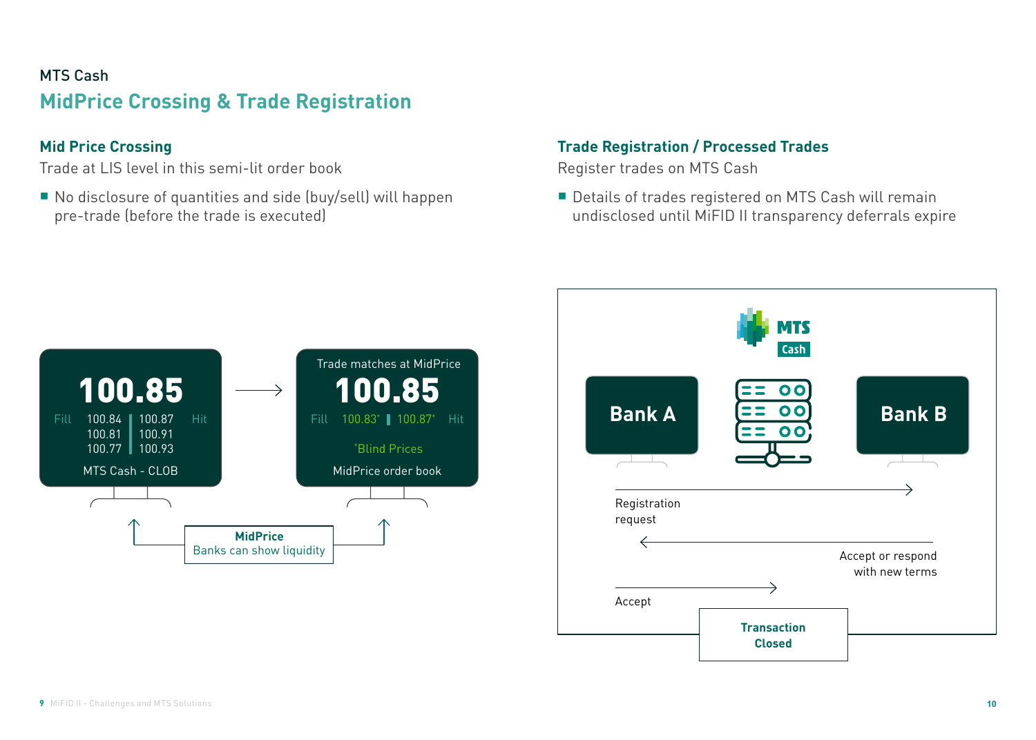MTS Cash

# MidPrice Crossing & Trade Registration

## Mid Price Crossing

Trade at LIS level in this semi-lit order book

- No disclosure of quantities and side (buy/sell) will happen pre-trade (before the trade is executed)

100.85

Fill 100.84 | 100.87 Hit
100.81 | 100.91
100.77 | 100.93

MTS Cash - CLOB

Trade matches at MidPrice

100.85

Fill 100.83* | 100.87* Hit

*Blind Prices

MidPrice order book

**MidPrice**
Banks can show liquidity

## Trade Registration / Processed Trades

Register trades on MTS Cash

- Details of trades registered on MTS Cash will remain undisclosed until MiFID II transparency deferrals expire

MTS Cash

Bank A

Bank B

Registration request

Accept or respond with new terms

Accept

**Transaction Closed**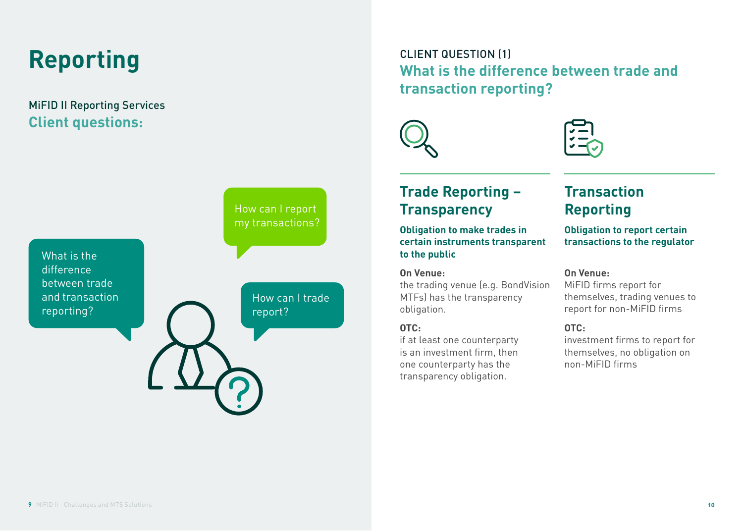# Reporting

MiFID II Reporting Services

## Client questions:

What is the difference between trade and transaction reporting?

How can I report my transactions?

How can I trade report?

CLIENT QUESTION (1)

## What is the difference between trade and transaction reporting?

### Trade Reporting – Transparency

**Obligation to make trades in certain instruments transparent to the public**

**On Venue:**
the trading venue (e.g. BondVision MTFs) has the transparency obligation.

**OTC:**
if at least one counterparty is an investment firm, then one counterparty has the transparency obligation.

### Transaction Reporting

**Obligation to report certain transactions to the regulator**

**On Venue:**
MiFID firms report for themselves, trading venues to report for non-MiFID firms

**OTC:**
investment firms to report for themselves, no obligation on non-MiFID firms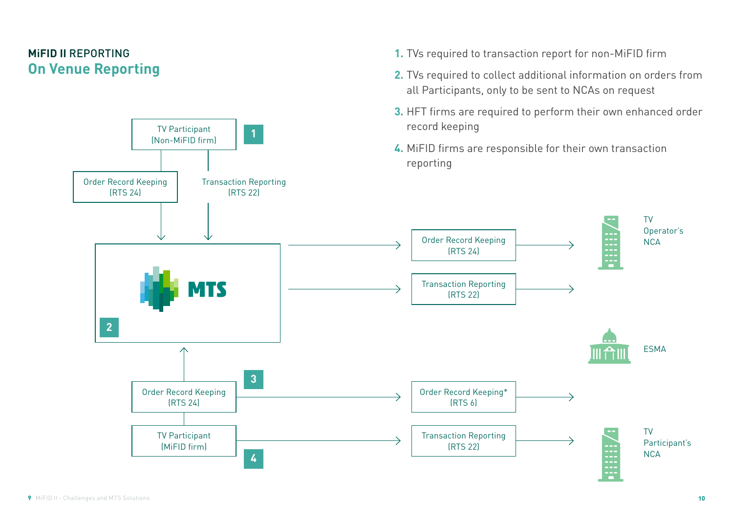## MiFID II REPORTING

# On Venue Reporting

1. TVs required to transaction report for non-MiFID firm
2. TVs required to collect additional information on orders from all Participants, only to be sent to NCAs on request
3. HFT firms are required to perform their own enhanced order record keeping
4. MiFID firms are responsible for their own transaction reporting

TV Participant (Non-MiFID firm) **1**

Order Record Keeping (RTS 24)

Transaction Reporting (RTS 22)

MTS **2**

Order Record Keeping (RTS 24)

Transaction Reporting (RTS 22)

TV Operator's NCA

ESMA

Order Record Keeping (RTS 24) **3**

TV Participant (MiFID firm) **4**

Order Record Keeping* (RTS 6)

Transaction Reporting (RTS 22)

TV Participant's NCA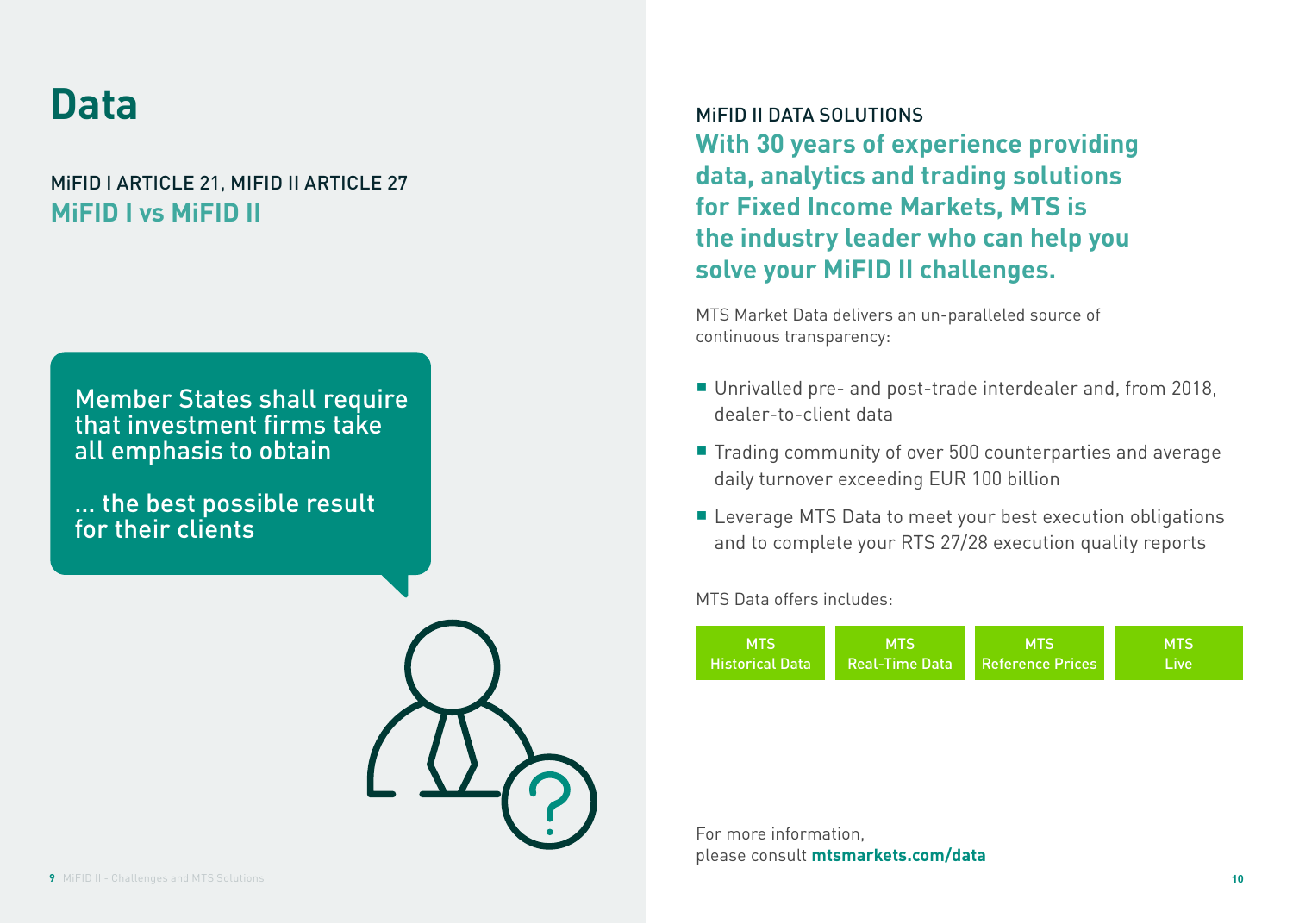# Data

## MiFID I ARTICLE 21, MIFID II ARTICLE 27

### MiFID I vs MiFID II

Member States shall require that investment firms take all emphasis to obtain

... the best possible result for their clients

## MiFID II DATA SOLUTIONS

### With 30 years of experience providing data, analytics and trading solutions for Fixed Income Markets, MTS is the industry leader who can help you solve your MiFID II challenges.

MTS Market Data delivers an un-paralleled source of continuous transparency:

- Unrivalled pre- and post-trade interdealer and, from 2018, dealer-to-client data
- Trading community of over 500 counterparties and average daily turnover exceeding EUR 100 billion
- Leverage MTS Data to meet your best execution obligations and to complete your RTS 27/28 execution quality reports

MTS Data offers includes:

| MTS Historical Data | MTS Real-Time Data | MTS Reference Prices | MTS Live |
|---|---|---|---|

For more information,
please consult **mtsmarkets.com/data**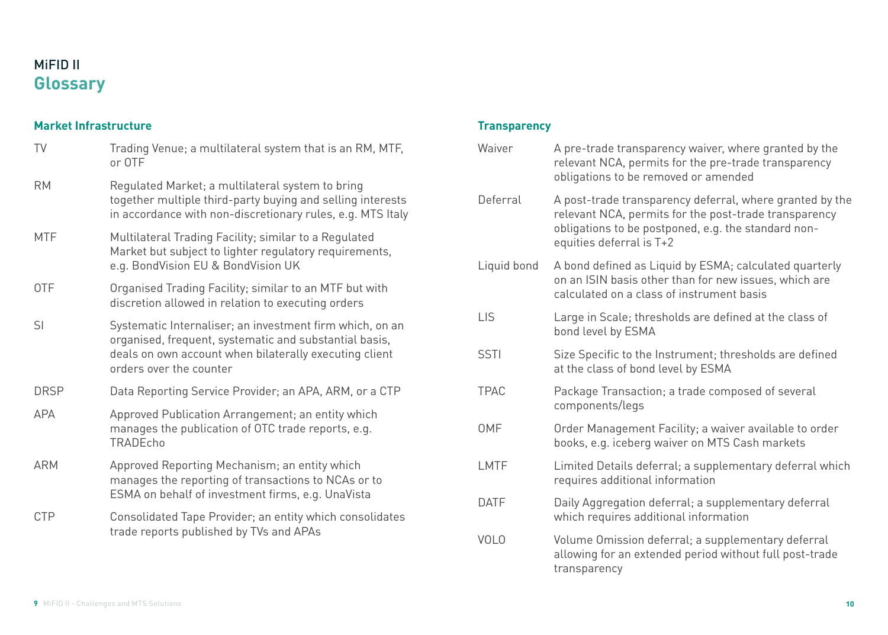# MiFID II
## Glossary

### Market Infrastructure

| | |
|---|---|
| TV | Trading Venue; a multilateral system that is an RM, MTF, or OTF |
| RM | Regulated Market; a multilateral system to bring together multiple third-party buying and selling interests in accordance with non-discretionary rules, e.g. MTS Italy |
| MTF | Multilateral Trading Facility; similar to a Regulated Market but subject to lighter regulatory requirements, e.g. BondVision EU & BondVision UK |
| OTF | Organised Trading Facility; similar to an MTF but with discretion allowed in relation to executing orders |
| SI | Systematic Internaliser; an investment firm which, on an organised, frequent, systematic and substantial basis, deals on own account when bilaterally executing client orders over the counter |
| DRSP | Data Reporting Service Provider; an APA, ARM, or a CTP |
| APA | Approved Publication Arrangement; an entity which manages the publication of OTC trade reports, e.g. TRADEcho |
| ARM | Approved Reporting Mechanism; an entity which manages the reporting of transactions to NCAs or to ESMA on behalf of investment firms, e.g. UnaVista |
| CTP | Consolidated Tape Provider; an entity which consolidates trade reports published by TVs and APAs |

### Transparency

| | |
|---|---|
| Waiver | A pre-trade transparency waiver, where granted by the relevant NCA, permits for the pre-trade transparency obligations to be removed or amended |
| Deferral | A post-trade transparency deferral, where granted by the relevant NCA, permits for the post-trade transparency obligations to be postponed, e.g. the standard non-equities deferral is T+2 |
| Liquid bond | A bond defined as Liquid by ESMA; calculated quarterly on an ISIN basis other than for new issues, which are calculated on a class of instrument basis |
| LIS | Large in Scale; thresholds are defined at the class of bond level by ESMA |
| SSTI | Size Specific to the Instrument; thresholds are defined at the class of bond level by ESMA |
| TPAC | Package Transaction; a trade composed of several components/legs |
| OMF | Order Management Facility; a waiver available to order books, e.g. iceberg waiver on MTS Cash markets |
| LMTF | Limited Details deferral; a supplementary deferral which requires additional information |
| DATF | Daily Aggregation deferral; a supplementary deferral which requires additional information |
| VOLO | Volume Omission deferral; a supplementary deferral allowing for an extended period without full post-trade transparency |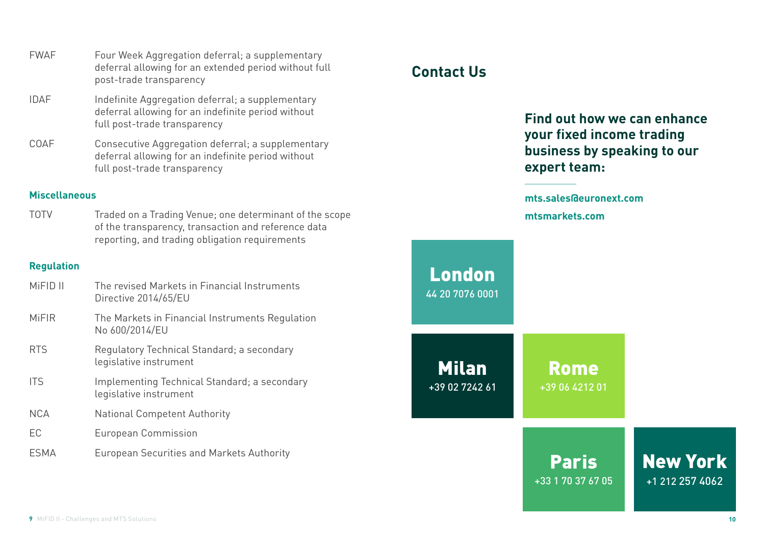| | |
|---|---|
| FWAF | Four Week Aggregation deferral; a supplementary deferral allowing for an extended period without full post-trade transparency |
| IDAF | Indefinite Aggregation deferral; a supplementary deferral allowing for an indefinite period without full post-trade transparency |
| COAF | Consecutive Aggregation deferral; a supplementary deferral allowing for an indefinite period without full post-trade transparency |

### Miscellaneous

| | |
|---|---|
| TOTV | Traded on a Trading Venue; one determinant of the scope of the transparency, transaction and reference data reporting, and trading obligation requirements |

### Regulation

| | |
|---|---|
| MiFID II | The revised Markets in Financial Instruments Directive 2014/65/EU |
| MiFIR | The Markets in Financial Instruments Regulation No 600/2014/EU |
| RTS | Regulatory Technical Standard; a secondary legislative instrument |
| ITS | Implementing Technical Standard; a secondary legislative instrument |
| NCA | National Competent Authority |
| EC | European Commission |
| ESMA | European Securities and Markets Authority |

## Contact Us

**Find out how we can enhance your fixed income trading business by speaking to our expert team:**

**mts.sales@euronext.com**

**mtsmarkets.com**

**London**
44 20 7076 0001

**Milan**
+39 02 7242 61

**Rome**
+39 06 4212 01

**Paris**
+33 1 70 37 67 05

**New York**
+1 212 257 4062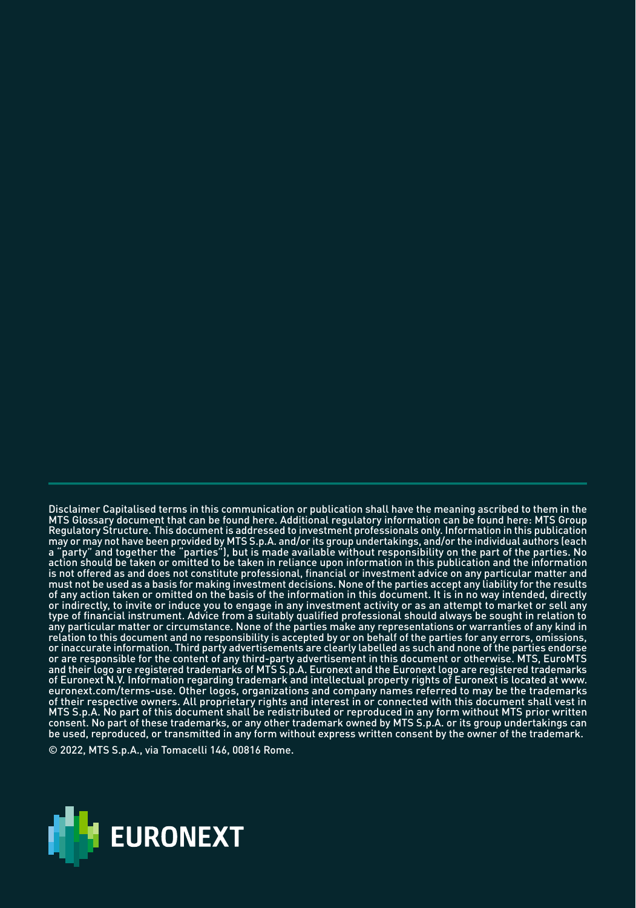Disclaimer Capitalised terms in this communication or publication shall have the meaning ascribed to them in the MTS Glossary document that can be found here. Additional regulatory information can be found here: MTS Group Regulatory Structure. This document is addressed to investment professionals only. Information in this publication may or may not have been provided by MTS S.p.A. and/or its group undertakings, and/or the individual authors (each a "party" and together the "parties"), but is made available without responsibility on the part of the parties. No action should be taken or omitted to be taken in reliance upon information in this publication and the information is not offered as and does not constitute professional, financial or investment advice on any particular matter and must not be used as a basis for making investment decisions. None of the parties accept any liability for the results of any action taken or omitted on the basis of the information in this document. It is in no way intended, directly or indirectly, to invite or induce you to engage in any investment activity or as an attempt to market or sell any type of financial instrument. Advice from a suitably qualified professional should always be sought in relation to any particular matter or circumstance. None of the parties make any representations or warranties of any kind in relation to this document and no responsibility is accepted by or on behalf of the parties for any errors, omissions, or inaccurate information. Third party advertisements are clearly labelled as such and none of the parties endorse or are responsible for the content of any third-party advertisement in this document or otherwise. MTS, EuroMTS and their logo are registered trademarks of MTS S.p.A. Euronext and the Euronext logo are registered trademarks of Euronext N.V. Information regarding trademark and intellectual property rights of Euronext is located at www.euronext.com/terms-use. Other logos, organizations and company names referred to may be the trademarks of their respective owners. All proprietary rights and interest in or connected with this document shall vest in MTS S.p.A. No part of this document shall be redistributed or reproduced in any form without MTS prior written consent. No part of these trademarks, or any other trademark owned by MTS S.p.A. or its group undertakings can be used, reproduced, or transmitted in any form without express written consent by the owner of the trademark.

© 2022, MTS S.p.A., via Tomacelli 146, 00816 Rome.

EURONEXT